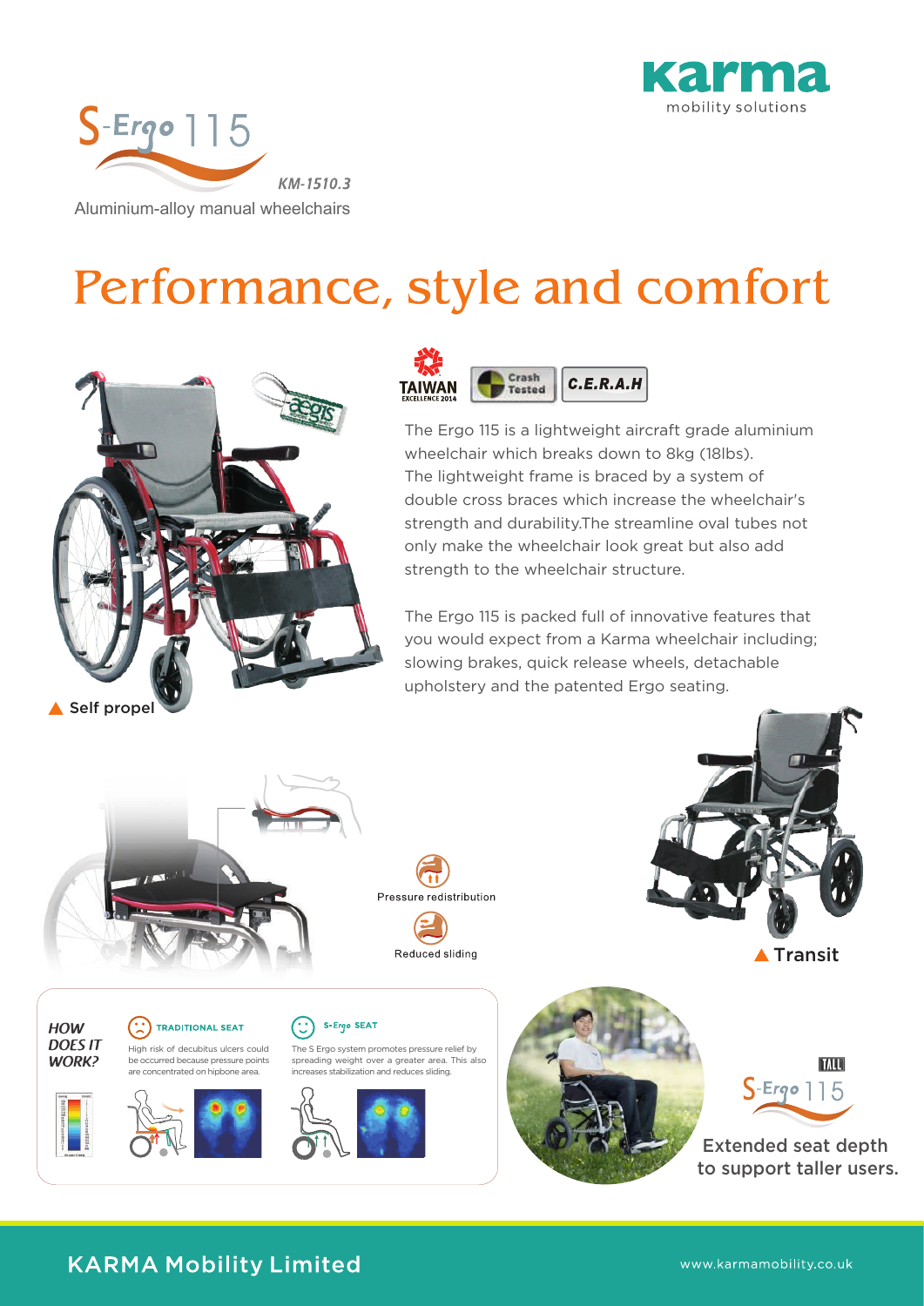Karma mobility solutions

# S-Ergo 115

*KM-1510.3*

Aluminium-alloy manual wheelchairs

# Performance, style and comfort

TAIWAN EXCELLENCE 2014 | Crash Tested | C.E.R.A.H

The Ergo 115 is a lightweight aircraft grade aluminium wheelchair which breaks down to 8kg (18lbs). The lightweight frame is braced by a system of double cross braces which increase the wheelchair's strength and durability.The streamline oval tubes not only make the wheelchair look great but also add strength to the wheelchair structure.

The Ergo 115 is packed full of innovative features that you would expect from a Karma wheelchair including; slowing brakes, quick release wheels, detachable upholstery and the patented Ergo seating.

▲ Self propel

Pressure redistribution

Reduced sliding

▲ Transit

***HOW DOES IT WORK?***

**TRADITIONAL SEAT**

High risk of decubitus ulcers could be occurred because pressure points are concentrated on hipbone area.

**S-Ergo SEAT**

The S Ergo system promotes pressure relief by spreading weight over a greater area. This also increases stabilization and reduces sliding.

TALL S-Ergo 115

Extended seat depth to support taller users.

KARMA Mobility Limited

www.karmamobility.co.uk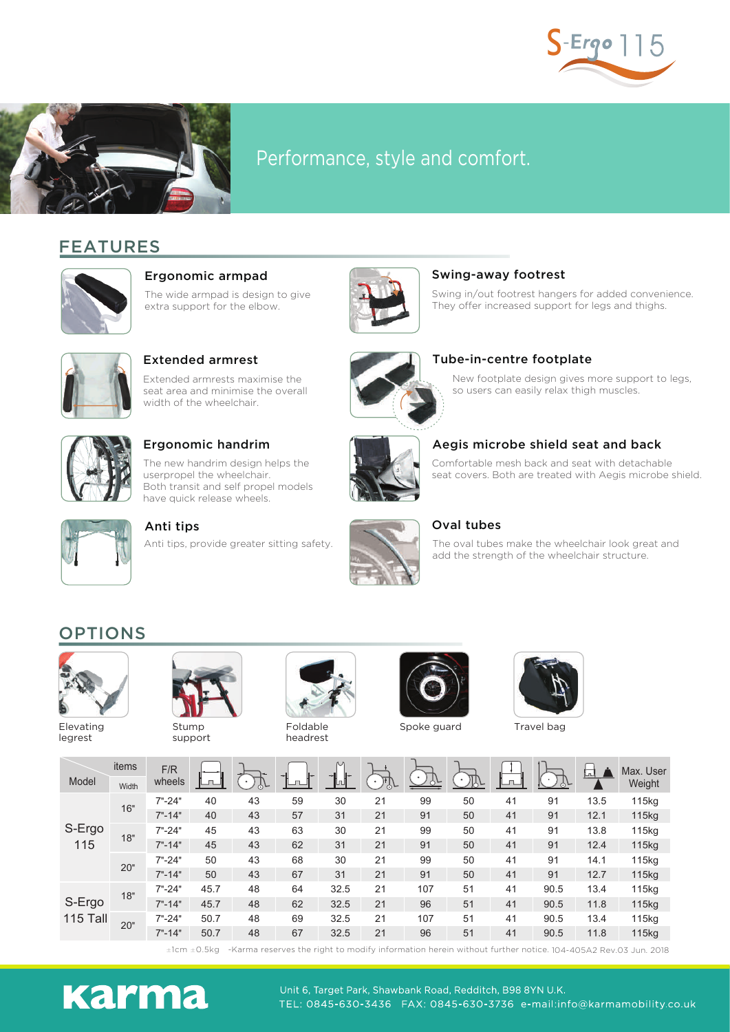S-Ergo 115

Performance, style and comfort.

## FEATURES

### Ergonomic armpad

The wide armpad is design to give extra support for the elbow.

### Swing-away footrest

Swing in/out footrest hangers for added convenience. They offer increased support for legs and thighs.

### Extended armrest

Extended armrests maximise the seat area and minimise the overall width of the wheelchair.

### Tube-in-centre footplate

New footplate design gives more support to legs, so users can easily relax thigh muscles.

### Ergonomic handrim

The new handrim design helps the userpropel the wheelchair. Both transit and self propel models have quick release wheels.

### Aegis microbe shield seat and back

Comfortable mesh back and seat with detachable seat covers. Both are treated with Aegis microbe shield.

### Anti tips

Anti tips, provide greater sitting safety.

### Oval tubes

The oval tubes make the wheelchair look great and add the strength of the wheelchair structure.

## OPTIONS

- Elevating legrest
- Stump support
- Foldable headrest
- Spoke guard
- Travel bag

| Model | items / Width | F/R wheels | | | | | | | | | | | Max. User Weight |
|---|---|---|---|---|---|---|---|---|---|---|---|---|---|
| S-Ergo 115 | 16" | 7"-24" | 40 | 43 | 59 | 30 | 21 | 99 | 50 | 41 | 91 | 13.5 | 115kg |
| | | 7"-14" | 40 | 43 | 57 | 31 | 21 | 91 | 50 | 41 | 91 | 12.1 | 115kg |
| | 18" | 7"-24" | 45 | 43 | 63 | 30 | 21 | 99 | 50 | 41 | 91 | 13.8 | 115kg |
| | | 7"-14" | 45 | 43 | 62 | 31 | 21 | 91 | 50 | 41 | 91 | 12.4 | 115kg |
| | 20" | 7"-24" | 50 | 43 | 68 | 30 | 21 | 99 | 50 | 41 | 91 | 14.1 | 115kg |
| | | 7"-14" | 50 | 43 | 67 | 31 | 21 | 91 | 50 | 41 | 91 | 12.7 | 115kg |
| S-Ergo 115 Tall | 18" | 7"-24" | 45.7 | 48 | 64 | 32.5 | 21 | 107 | 51 | 41 | 90.5 | 13.4 | 115kg |
| | | 7"-14" | 45.7 | 48 | 62 | 32.5 | 21 | 96 | 51 | 41 | 90.5 | 11.8 | 115kg |
| | 20" | 7"-24" | 50.7 | 48 | 69 | 32.5 | 21 | 107 | 51 | 41 | 90.5 | 13.4 | 115kg |
| | | 7"-14" | 50.7 | 48 | 67 | 32.5 | 21 | 96 | 51 | 41 | 90.5 | 11.8 | 115kg |

±1cm ±0.5kg -Karma reserves the right to modify information herein without further notice. 104-405A2 Rev.03 Jun. 2018

Karma

Unit 6, Target Park, Shawbank Road, Redditch, B98 8YN U.K.
TEL: 0845-630-3436 FAX: 0845-630-3736 e-mail:info@karmamobility.co.uk